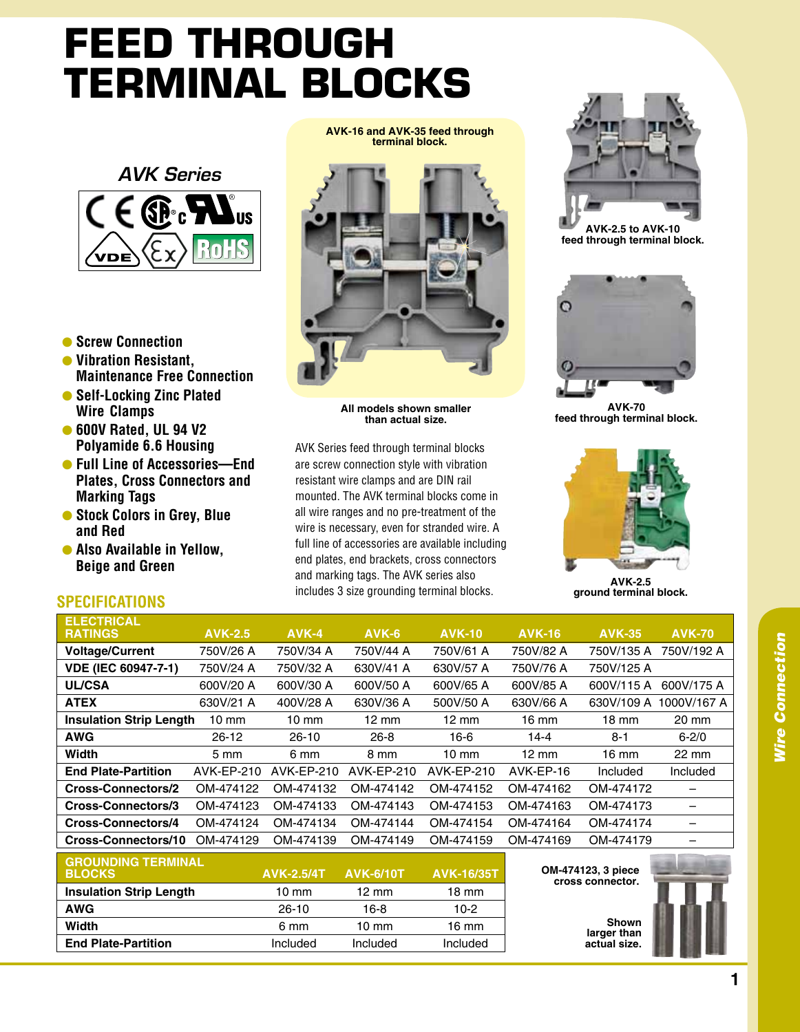# FEED THROUGH TERMINAL BLOCKS

## *AVK Series*

- Screw Connection
- Vibration Resistant, Maintenance Free Connection
- Self-Locking Zinc Plated Wire Clamps
- 600V Rated, UL 94 V2 Polyamide 6.6 Housing
- Full Line of Accessories—End Plates, Cross Connectors and Marking Tags
- Stock Colors in Grey, Blue and Red
- Also Available in Yellow, Beige and Green

AVK-16 and AVK-35 feed through terminal block.

All models shown smaller than actual size.

AVK Series feed through terminal blocks are screw connection style with vibration resistant wire clamps and are DIN rail mounted. The AVK terminal blocks come in all wire ranges and no pre-treatment of the wire is necessary, even for stranded wire. A full line of accessories are available including end plates, end brackets, cross connectors and marking tags. The AVK series also includes 3 size grounding terminal blocks.

AVK-2.5 to AVK-10 feed through terminal block.

AVK-70 feed through terminal block.

AVK-2.5 ground terminal block.

## SPECIFICATIONS

| ELECTRICAL RATINGS | AVK-2.5 | AVK-4 | AVK-6 | AVK-10 | AVK-16 | AVK-35 | AVK-70 |
|---|---|---|---|---|---|---|---|
| Voltage/Current | 750V/26 A | 750V/34 A | 750V/44 A | 750V/61 A | 750V/82 A | 750V/135 A | 750V/192 A |
| VDE (IEC 60947-7-1) | 750V/24 A | 750V/32 A | 630V/41 A | 630V/57 A | 750V/76 A | 750V/125 A | |
| UL/CSA | 600V/20 A | 600V/30 A | 600V/50 A | 600V/65 A | 600V/85 A | 600V/115 A | 600V/175 A |
| ATEX | 630V/21 A | 400V/28 A | 630V/36 A | 500V/50 A | 630V/66 A | 630V/109 A | 1000V/167 A |
| Insulation Strip Length | 10 mm | 10 mm | 12 mm | 12 mm | 16 mm | 18 mm | 20 mm |
| AWG | 26-12 | 26-10 | 26-8 | 16-6 | 14-4 | 8-1 | 6-2/0 |
| Width | 5 mm | 6 mm | 8 mm | 10 mm | 12 mm | 16 mm | 22 mm |
| End Plate-Partition | AVK-EP-210 | AVK-EP-210 | AVK-EP-210 | AVK-EP-210 | AVK-EP-16 | Included | Included |
| Cross-Connectors/2 | OM-474122 | OM-474132 | OM-474142 | OM-474152 | OM-474162 | OM-474172 | – |
| Cross-Connectors/3 | OM-474123 | OM-474133 | OM-474143 | OM-474153 | OM-474163 | OM-474173 | – |
| Cross-Connectors/4 | OM-474124 | OM-474134 | OM-474144 | OM-474154 | OM-474164 | OM-474174 | – |
| Cross-Connectors/10 | OM-474129 | OM-474139 | OM-474149 | OM-474159 | OM-474169 | OM-474179 | – |

| GROUNDING TERMINAL BLOCKS | AVK-2.5/4T | AVK-6/10T | AVK-16/35T |
|---|---|---|---|
| Insulation Strip Length | 10 mm | 12 mm | 18 mm |
| AWG | 26-10 | 16-8 | 10-2 |
| Width | 6 mm | 10 mm | 16 mm |
| End Plate-Partition | Included | Included | Included |

OM-474123, 3 piece cross connector.

Shown larger than actual size.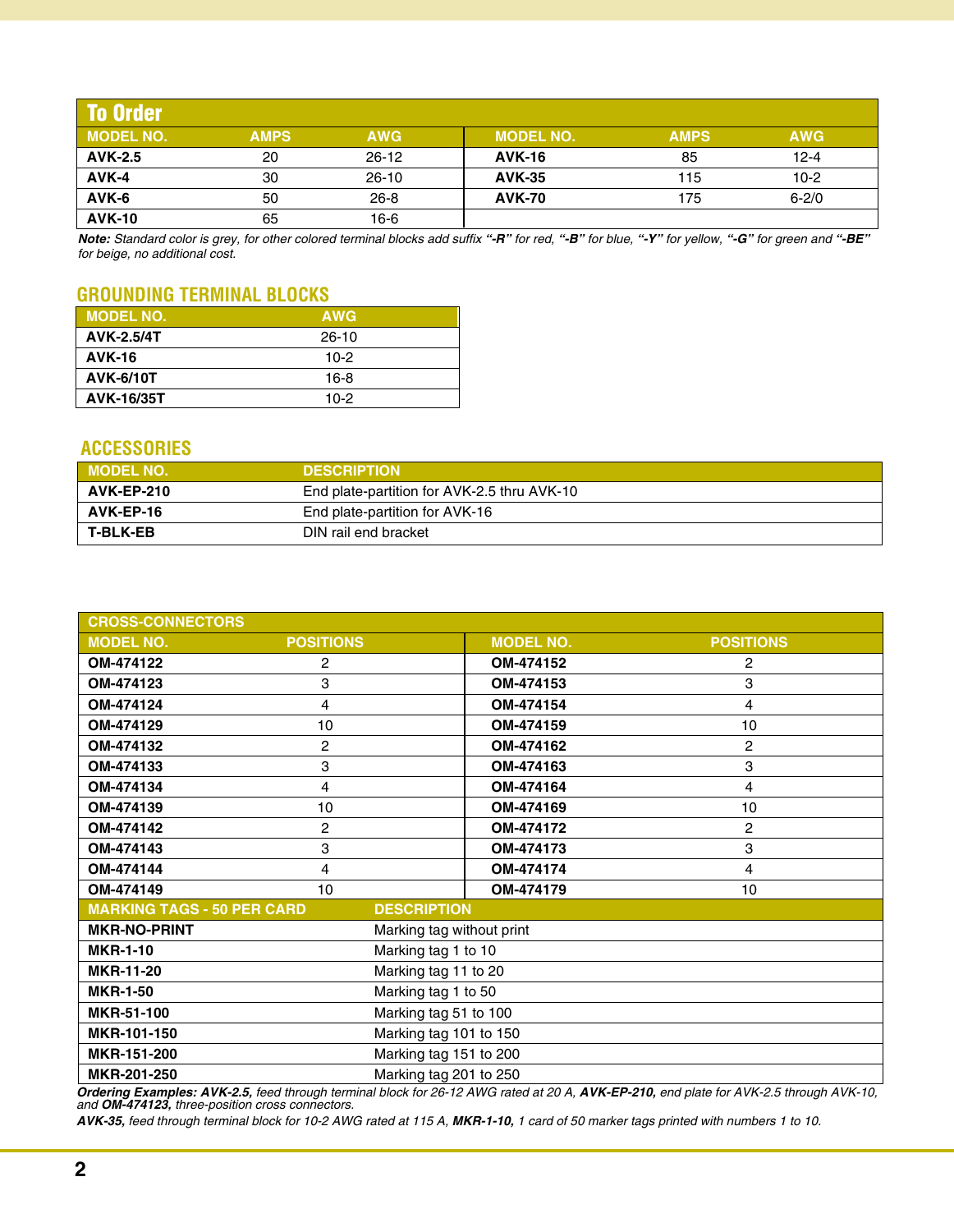## To Order

| MODEL NO. | AMPS | AWG | MODEL NO. | AMPS | AWG |
|---|---|---|---|---|---|
| **AVK-2.5** | 20 | 26-12 | **AVK-16** | 85 | 12-4 |
| **AVK-4** | 30 | 26-10 | **AVK-35** | 115 | 10-2 |
| **AVK-6** | 50 | 26-8 | **AVK-70** | 175 | 6-2/0 |
| **AVK-10** | 65 | 16-6 | | | |

***Note:*** *Standard color is grey, for other colored terminal blocks add suffix* ***"-R"*** *for red,* ***"-B"*** *for blue,* ***"-Y"*** *for yellow,* ***"-G"*** *for green and* ***"-BE"*** *for beige, no additional cost.*

## GROUNDING TERMINAL BLOCKS

| MODEL NO. | AWG |
|---|---|
| **AVK-2.5/4T** | 26-10 |
| **AVK-16** | 10-2 |
| **AVK-6/10T** | 16-8 |
| **AVK-16/35T** | 10-2 |

## ACCESSORIES

| MODEL NO. | DESCRIPTION |
|---|---|
| **AVK-EP-210** | End plate-partition for AVK-2.5 thru AVK-10 |
| **AVK-EP-16** | End plate-partition for AVK-16 |
| **T-BLK-EB** | DIN rail end bracket |

| CROSS-CONNECTORS | | | |
|---|---|---|---|
| **MODEL NO.** | **POSITIONS** | **MODEL NO.** | **POSITIONS** |
| **OM-474122** | 2 | **OM-474152** | 2 |
| **OM-474123** | 3 | **OM-474153** | 3 |
| **OM-474124** | 4 | **OM-474154** | 4 |
| **OM-474129** | 10 | **OM-474159** | 10 |
| **OM-474132** | 2 | **OM-474162** | 2 |
| **OM-474133** | 3 | **OM-474163** | 3 |
| **OM-474134** | 4 | **OM-474164** | 4 |
| **OM-474139** | 10 | **OM-474169** | 10 |
| **OM-474142** | 2 | **OM-474172** | 2 |
| **OM-474143** | 3 | **OM-474173** | 3 |
| **OM-474144** | 4 | **OM-474174** | 4 |
| **OM-474149** | 10 | **OM-474179** | 10 |

| MARKING TAGS - 50 PER CARD | DESCRIPTION |
|---|---|
| **MKR-NO-PRINT** | Marking tag without print |
| **MKR-1-10** | Marking tag 1 to 10 |
| **MKR-11-20** | Marking tag 11 to 20 |
| **MKR-1-50** | Marking tag 1 to 50 |
| **MKR-51-100** | Marking tag 51 to 100 |
| **MKR-101-150** | Marking tag 101 to 150 |
| **MKR-151-200** | Marking tag 151 to 200 |
| **MKR-201-250** | Marking tag 201 to 250 |

***Ordering Examples: AVK-2.5,*** *feed through terminal block for 26-12 AWG rated at 20 A,* ***AVK-EP-210,*** *end plate for AVK-2.5 through AVK-10, and* ***OM-474123,*** *three-position cross connectors.*

***AVK-35,*** *feed through terminal block for 10-2 AWG rated at 115 A,* ***MKR-1-10,*** *1 card of 50 marker tags printed with numbers 1 to 10.*